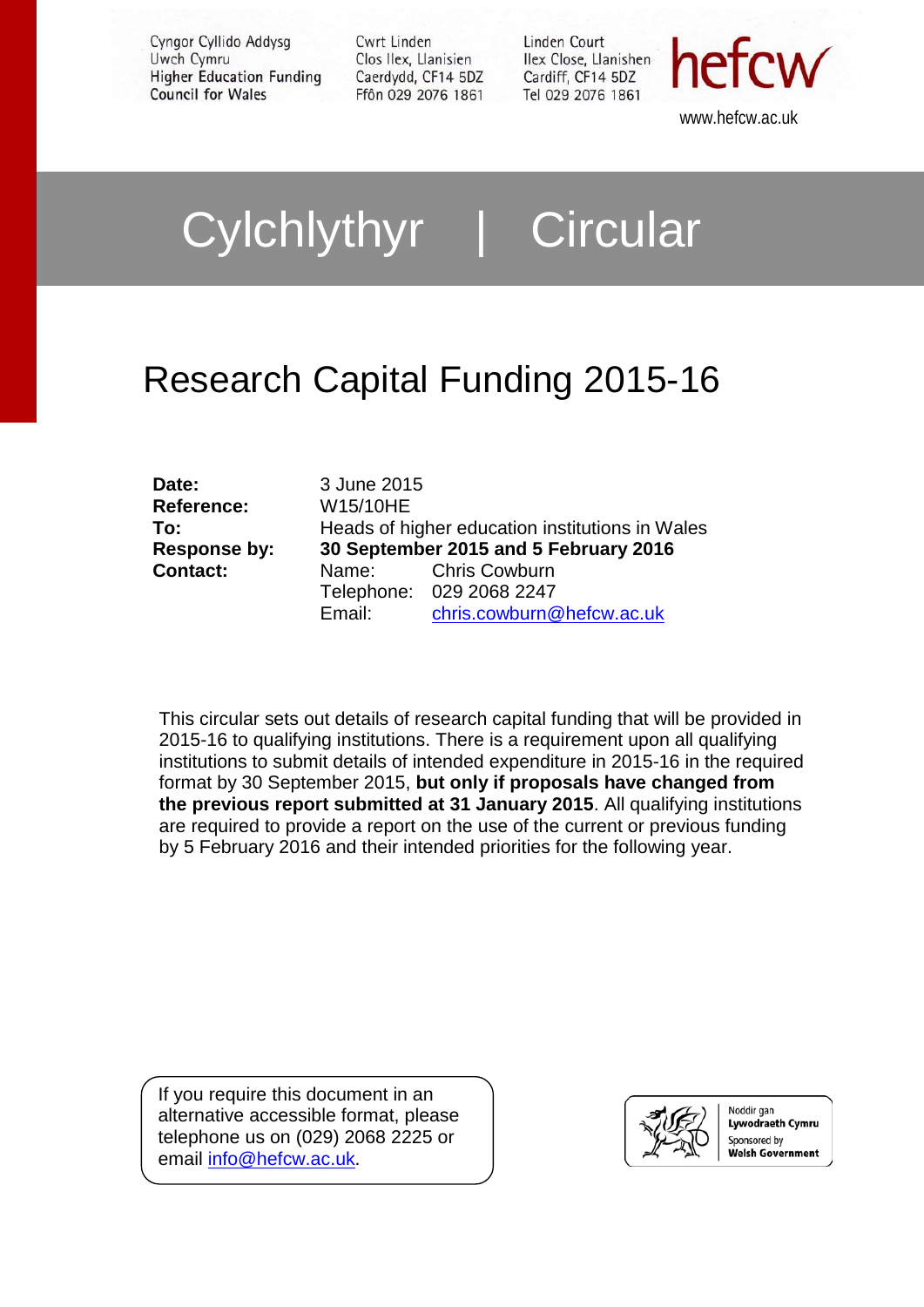Cyngor Cyllido Addysg Uwch Cymru
Higher Education Funding Council for Wales

Cwrt Linden
Clos Ilex, Llanisien
Caerdydd, CF14 5DZ
Ffôn 029 2076 1861

Linden Court
Ilex Close, Llanishen
Cardiff, CF14 5DZ
Tel 029 2076 1861

hefcw

www.hefcw.ac.uk

# Cylchlythyr | Circular

## Research Capital Funding 2015-16

| | | |
|---|---|---|
| **Date:** | 3 June 2015 | |
| **Reference:** | W15/10HE | |
| **To:** | Heads of higher education institutions in Wales | |
| **Response by:** | **30 September 2015 and 5 February 2016** | |
| **Contact:** | Name: | Chris Cowburn |
| | Telephone: | 029 2068 2247 |
| | Email: | chris.cowburn@hefcw.ac.uk |

This circular sets out details of research capital funding that will be provided in 2015-16 to qualifying institutions. There is a requirement upon all qualifying institutions to submit details of intended expenditure in 2015-16 in the required format by 30 September 2015, **but only if proposals have changed from the previous report submitted at 31 January 2015**. All qualifying institutions are required to provide a report on the use of the current or previous funding by 5 February 2016 and their intended priorities for the following year.

If you require this document in an alternative accessible format, please telephone us on (029) 2068 2225 or email info@hefcw.ac.uk.

Noddir gan **Lywodraeth Cymru**
Sponsored by **Welsh Government**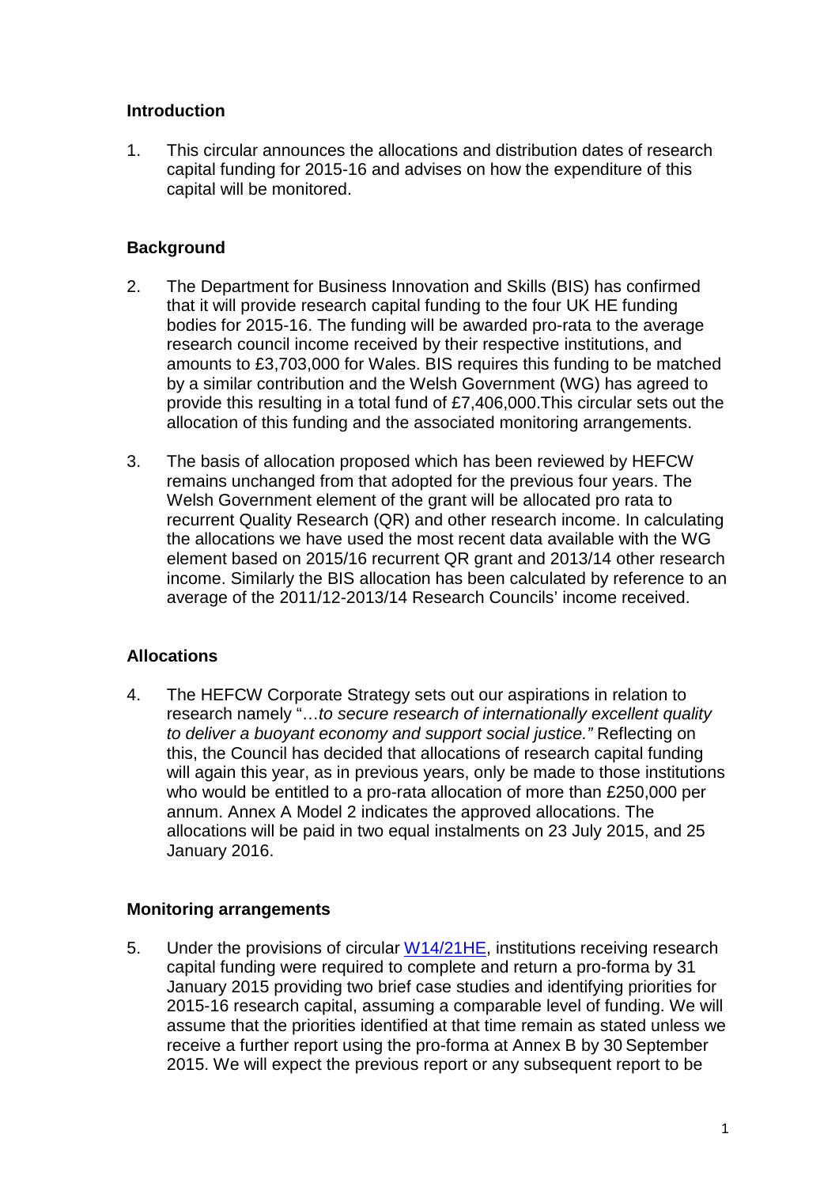## Introduction

1. This circular announces the allocations and distribution dates of research capital funding for 2015-16 and advises on how the expenditure of this capital will be monitored.

## Background

2. The Department for Business Innovation and Skills (BIS) has confirmed that it will provide research capital funding to the four UK HE funding bodies for 2015-16. The funding will be awarded pro-rata to the average research council income received by their respective institutions, and amounts to £3,703,000 for Wales. BIS requires this funding to be matched by a similar contribution and the Welsh Government (WG) has agreed to provide this resulting in a total fund of £7,406,000.This circular sets out the allocation of this funding and the associated monitoring arrangements.

3. The basis of allocation proposed which has been reviewed by HEFCW remains unchanged from that adopted for the previous four years. The Welsh Government element of the grant will be allocated pro rata to recurrent Quality Research (QR) and other research income. In calculating the allocations we have used the most recent data available with the WG element based on 2015/16 recurrent QR grant and 2013/14 other research income. Similarly the BIS allocation has been calculated by reference to an average of the 2011/12-2013/14 Research Councils' income received.

## Allocations

4. The HEFCW Corporate Strategy sets out our aspirations in relation to research namely "…*to secure research of internationally excellent quality to deliver a buoyant economy and support social justice."* Reflecting on this, the Council has decided that allocations of research capital funding will again this year, as in previous years, only be made to those institutions who would be entitled to a pro-rata allocation of more than £250,000 per annum. Annex A Model 2 indicates the approved allocations. The allocations will be paid in two equal instalments on 23 July 2015, and 25 January 2016.

## Monitoring arrangements

5. Under the provisions of circular W14/21HE, institutions receiving research capital funding were required to complete and return a pro-forma by 31 January 2015 providing two brief case studies and identifying priorities for 2015-16 research capital, assuming a comparable level of funding. We will assume that the priorities identified at that time remain as stated unless we receive a further report using the pro-forma at Annex B by 30 September 2015. We will expect the previous report or any subsequent report to be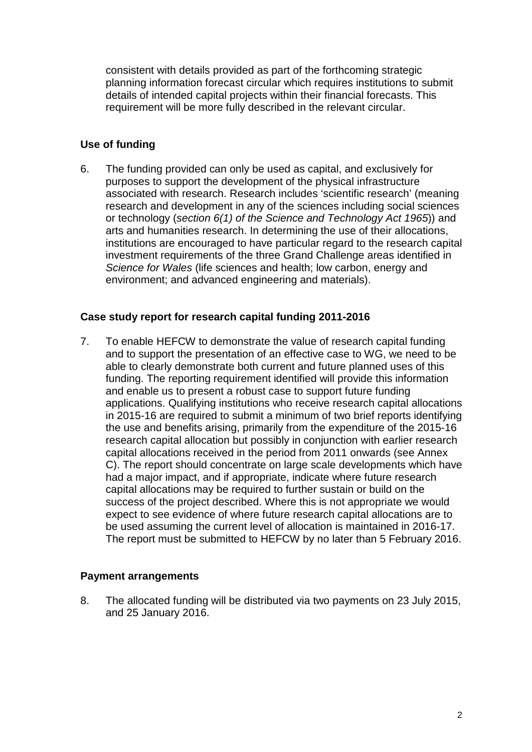consistent with details provided as part of the forthcoming strategic planning information forecast circular which requires institutions to submit details of intended capital projects within their financial forecasts. This requirement will be more fully described in the relevant circular.

## Use of funding

6. The funding provided can only be used as capital, and exclusively for purposes to support the development of the physical infrastructure associated with research. Research includes 'scientific research' (meaning research and development in any of the sciences including social sciences or technology (*section 6(1) of the Science and Technology Act 1965*)) and arts and humanities research. In determining the use of their allocations, institutions are encouraged to have particular regard to the research capital investment requirements of the three Grand Challenge areas identified in *Science for Wales* (life sciences and health; low carbon, energy and environment; and advanced engineering and materials).

## Case study report for research capital funding 2011-2016

7. To enable HEFCW to demonstrate the value of research capital funding and to support the presentation of an effective case to WG, we need to be able to clearly demonstrate both current and future planned uses of this funding. The reporting requirement identified will provide this information and enable us to present a robust case to support future funding applications. Qualifying institutions who receive research capital allocations in 2015-16 are required to submit a minimum of two brief reports identifying the use and benefits arising, primarily from the expenditure of the 2015-16 research capital allocation but possibly in conjunction with earlier research capital allocations received in the period from 2011 onwards (see Annex C). The report should concentrate on large scale developments which have had a major impact, and if appropriate, indicate where future research capital allocations may be required to further sustain or build on the success of the project described. Where this is not appropriate we would expect to see evidence of where future research capital allocations are to be used assuming the current level of allocation is maintained in 2016-17. The report must be submitted to HEFCW by no later than 5 February 2016.

## Payment arrangements

8. The allocated funding will be distributed via two payments on 23 July 2015, and 25 January 2016.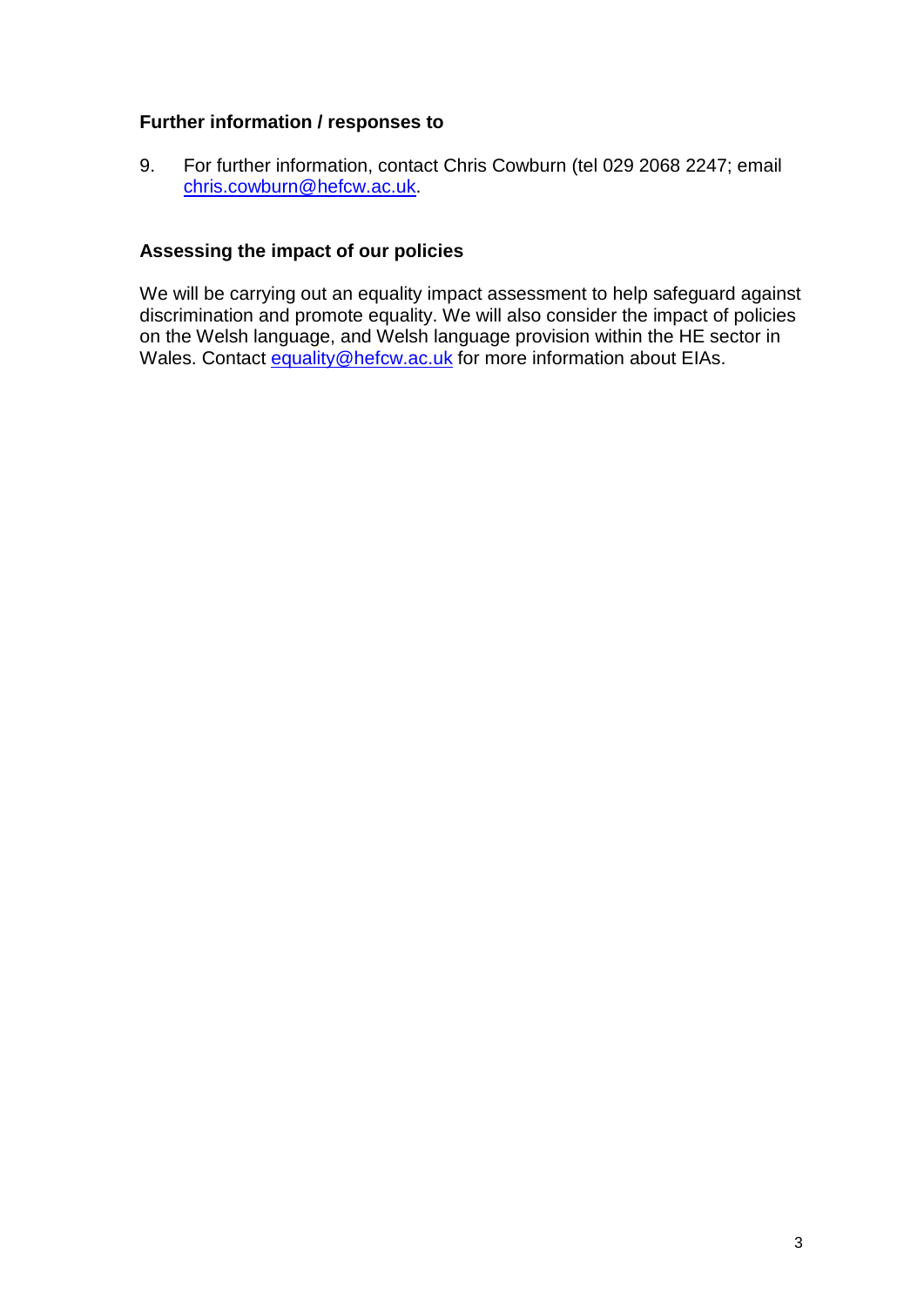### Further information / responses to

9. For further information, contact Chris Cowburn (tel 029 2068 2247; email chris.cowburn@hefcw.ac.uk.

### Assessing the impact of our policies

We will be carrying out an equality impact assessment to help safeguard against discrimination and promote equality. We will also consider the impact of policies on the Welsh language, and Welsh language provision within the HE sector in Wales. Contact equality@hefcw.ac.uk for more information about EIAs.